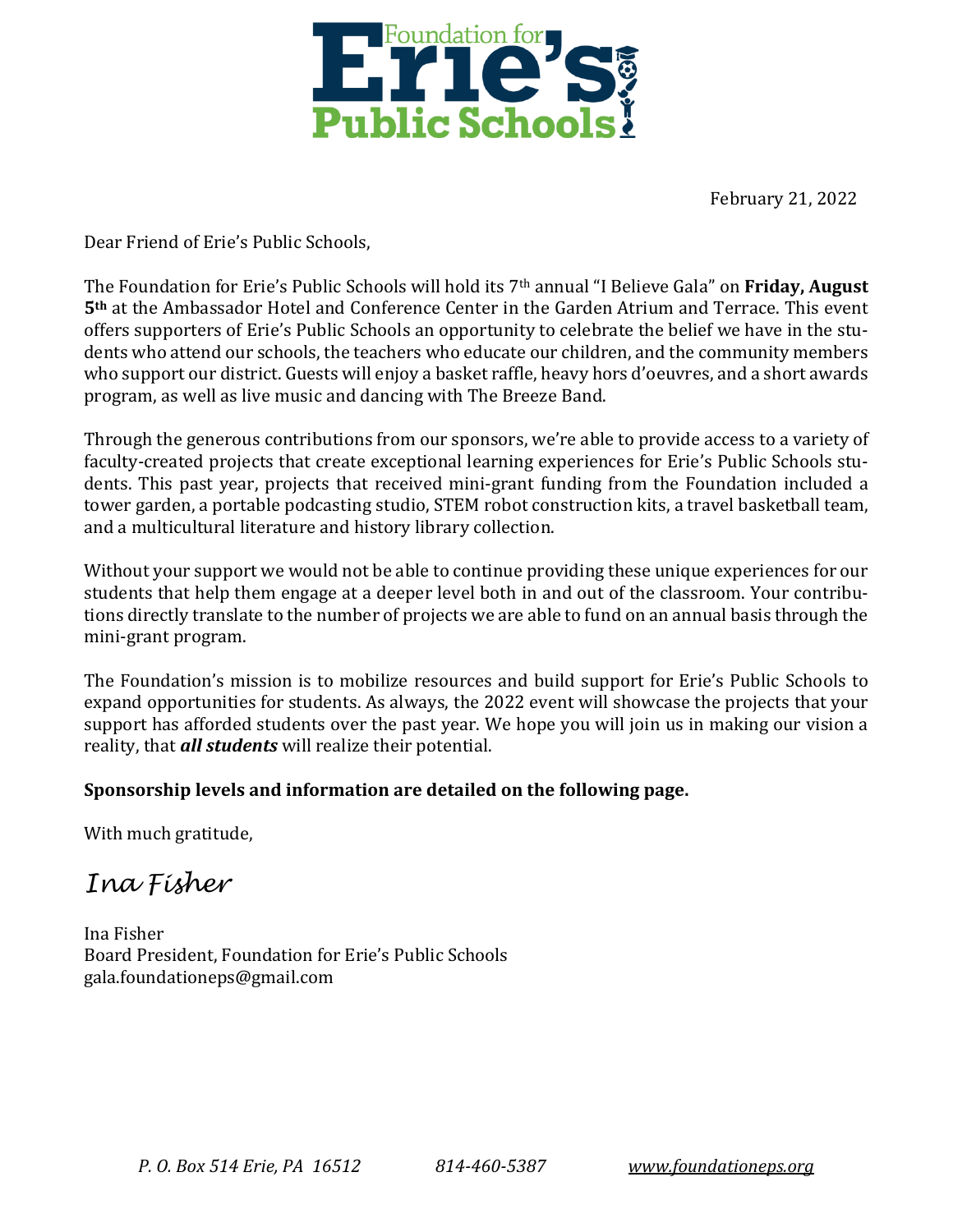Foundation for Erie's Public Schools

February 21, 2022

Dear Friend of Erie's Public Schools,

The Foundation for Erie's Public Schools will hold its 7th annual "I Believe Gala" on **Friday, August 5th** at the Ambassador Hotel and Conference Center in the Garden Atrium and Terrace. This event offers supporters of Erie's Public Schools an opportunity to celebrate the belief we have in the students who attend our schools, the teachers who educate our children, and the community members who support our district. Guests will enjoy a basket raffle, heavy hors d'oeuvres, and a short awards program, as well as live music and dancing with The Breeze Band.

Through the generous contributions from our sponsors, we're able to provide access to a variety of faculty-created projects that create exceptional learning experiences for Erie's Public Schools students. This past year, projects that received mini-grant funding from the Foundation included a tower garden, a portable podcasting studio, STEM robot construction kits, a travel basketball team, and a multicultural literature and history library collection.

Without your support we would not be able to continue providing these unique experiences for our students that help them engage at a deeper level both in and out of the classroom. Your contributions directly translate to the number of projects we are able to fund on an annual basis through the mini-grant program.

The Foundation's mission is to mobilize resources and build support for Erie's Public Schools to expand opportunities for students. As always, the 2022 event will showcase the projects that your support has afforded students over the past year. We hope you will join us in making our vision a reality, that ***all students*** will realize their potential.

**Sponsorship levels and information are detailed on the following page.**

With much gratitude,

*Ina Fisher*

Ina Fisher
Board President, Foundation for Erie's Public Schools
gala.foundationeps@gmail.com

*P. O. Box 514 Erie, PA 16512* *814-460-5387* *www.foundationeps.org*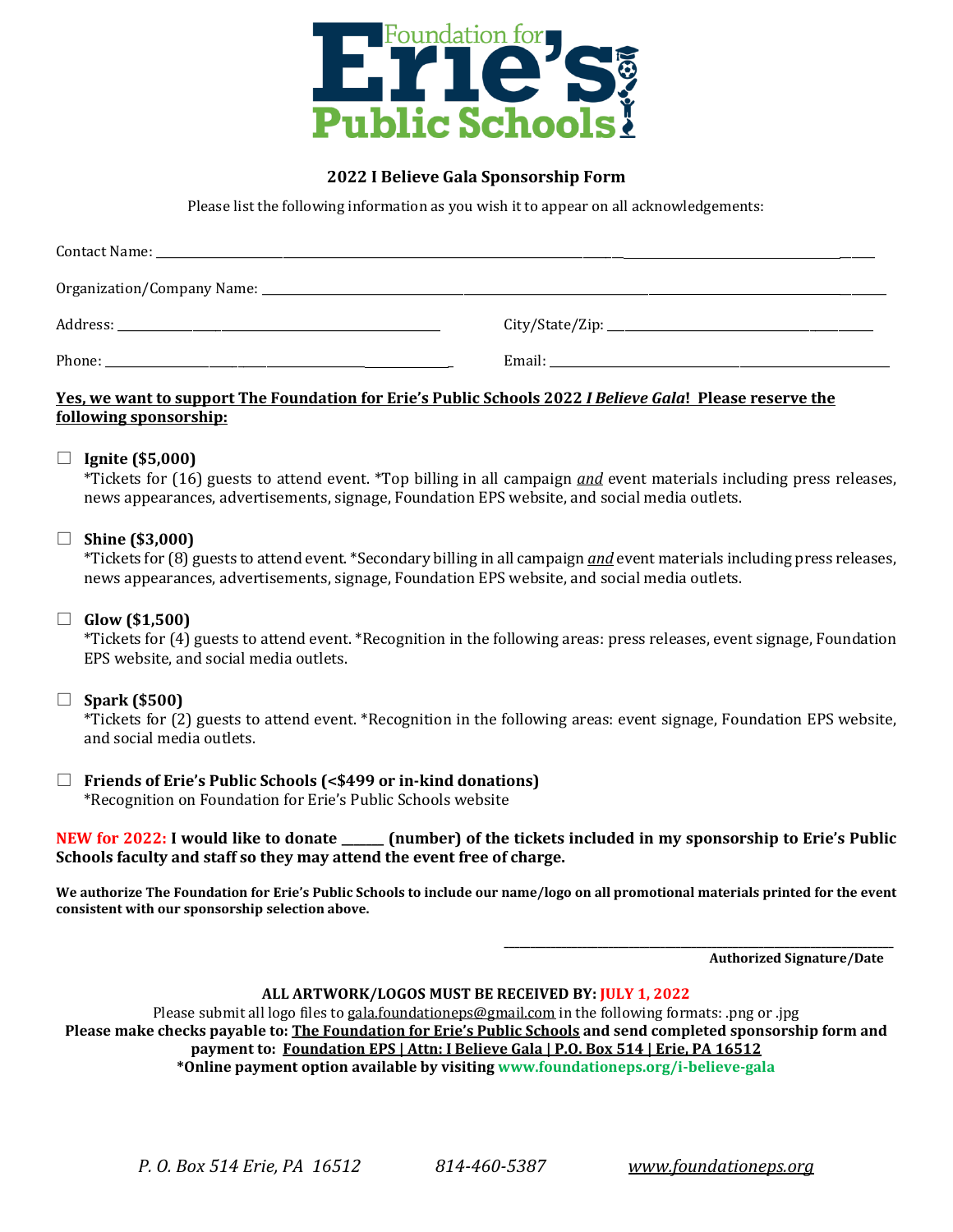Foundation for Erie's Public Schools

## 2022 I Believe Gala Sponsorship Form

Please list the following information as you wish it to appear on all acknowledgements:

Contact Name: ____________________________________________

Organization/Company Name: ____________________________________________

Address: ______________________________ City/State/Zip: ______________________________

Phone: ______________________________ Email: ______________________________

**Yes, we want to support The Foundation for Erie's Public Schools 2022 *I Believe Gala*! Please reserve the following sponsorship:**

☐ **Ignite ($5,000)**
*Tickets for (16) guests to attend event. *Top billing in all campaign *and* event materials including press releases, news appearances, advertisements, signage, Foundation EPS website, and social media outlets.

☐ **Shine ($3,000)**
*Tickets for (8) guests to attend event. *Secondary billing in all campaign *and* event materials including press releases, news appearances, advertisements, signage, Foundation EPS website, and social media outlets.

☐ **Glow ($1,500)**
*Tickets for (4) guests to attend event. *Recognition in the following areas: press releases, event signage, Foundation EPS website, and social media outlets.

☐ **Spark ($500)**
*Tickets for (2) guests to attend event. *Recognition in the following areas: event signage, Foundation EPS website, and social media outlets.

☐ **Friends of Erie's Public Schools (<$499 or in-kind donations)**
*Recognition on Foundation for Erie's Public Schools website

**NEW for 2022: I would like to donate ______ (number) of the tickets included in my sponsorship to Erie's Public Schools faculty and staff so they may attend the event free of charge.**

**We authorize The Foundation for Erie's Public Schools to include our name/logo on all promotional materials printed for the event consistent with our sponsorship selection above.**

______________________________
**Authorized Signature/Date**

**ALL ARTWORK/LOGOS MUST BE RECEIVED BY: JULY 1, 2022**
Please submit all logo files to gala.foundationeps@gmail.com in the following formats: .png or .jpg
**Please make checks payable to: The Foundation for Erie's Public Schools and send completed sponsorship form and payment to: Foundation EPS | Attn: I Believe Gala | P.O. Box 514 | Erie, PA 16512**
***Online payment option available by visiting www.foundationeps.org/i-believe-gala**

*P. O. Box 514 Erie, PA 16512* *814-460-5387* *www.foundationeps.org*